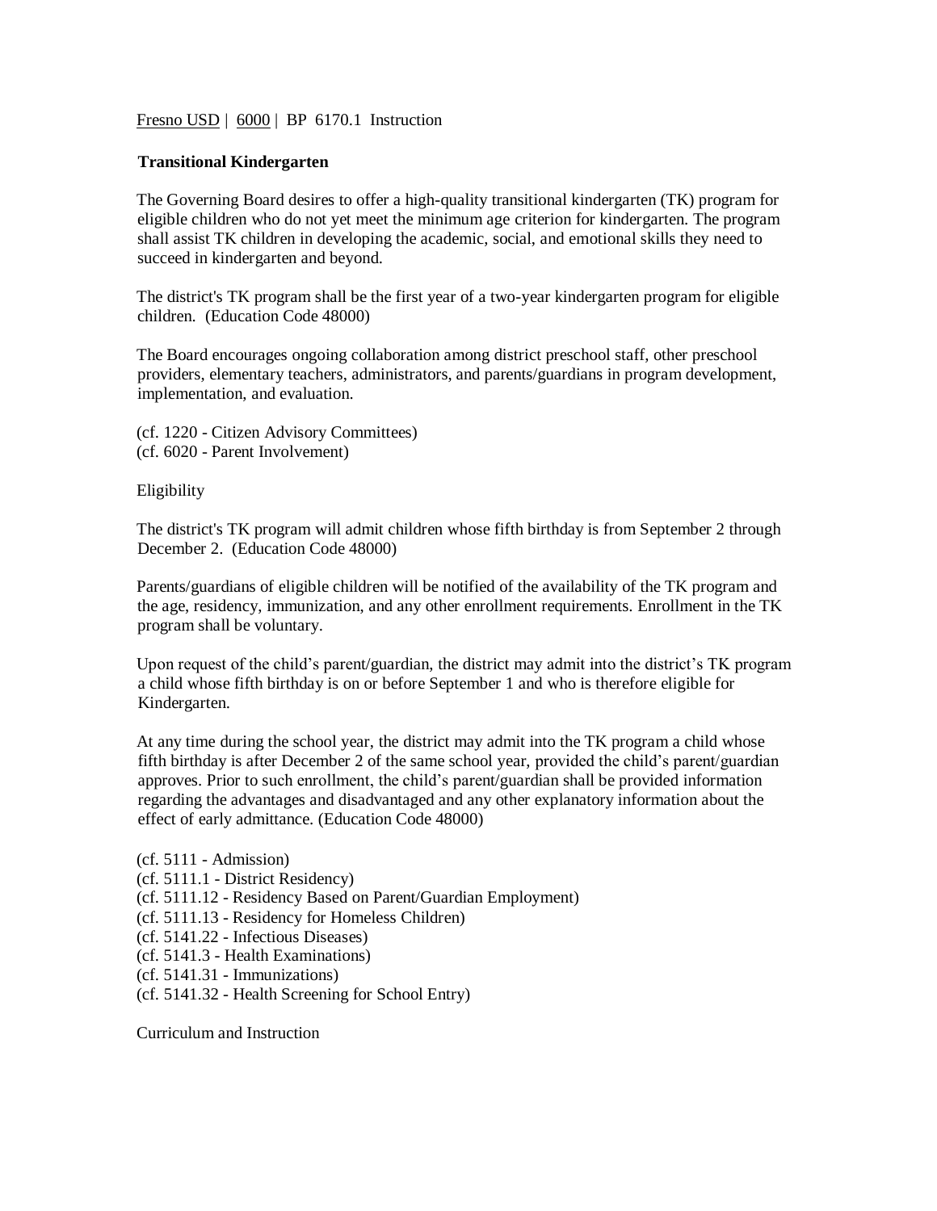Fresno USD | 6000 | BP 6170.1 Instruction

**Transitional Kindergarten**

The Governing Board desires to offer a high-quality transitional kindergarten (TK) program for eligible children who do not yet meet the minimum age criterion for kindergarten. The program shall assist TK children in developing the academic, social, and emotional skills they need to succeed in kindergarten and beyond.

The district's TK program shall be the first year of a two-year kindergarten program for eligible children. (Education Code 48000)

The Board encourages ongoing collaboration among district preschool staff, other preschool providers, elementary teachers, administrators, and parents/guardians in program development, implementation, and evaluation.

(cf. 1220 - Citizen Advisory Committees)
(cf. 6020 - Parent Involvement)

Eligibility

The district's TK program will admit children whose fifth birthday is from September 2 through December 2. (Education Code 48000)

Parents/guardians of eligible children will be notified of the availability of the TK program and the age, residency, immunization, and any other enrollment requirements. Enrollment in the TK program shall be voluntary.

Upon request of the child's parent/guardian, the district may admit into the district's TK program a child whose fifth birthday is on or before September 1 and who is therefore eligible for Kindergarten.

At any time during the school year, the district may admit into the TK program a child whose fifth birthday is after December 2 of the same school year, provided the child's parent/guardian approves. Prior to such enrollment, the child's parent/guardian shall be provided information regarding the advantages and disadvantaged and any other explanatory information about the effect of early admittance. (Education Code 48000)

(cf. 5111 - Admission)
(cf. 5111.1 - District Residency)
(cf. 5111.12 - Residency Based on Parent/Guardian Employment)
(cf. 5111.13 - Residency for Homeless Children)
(cf. 5141.22 - Infectious Diseases)
(cf. 5141.3 - Health Examinations)
(cf. 5141.31 - Immunizations)
(cf. 5141.32 - Health Screening for School Entry)

Curriculum and Instruction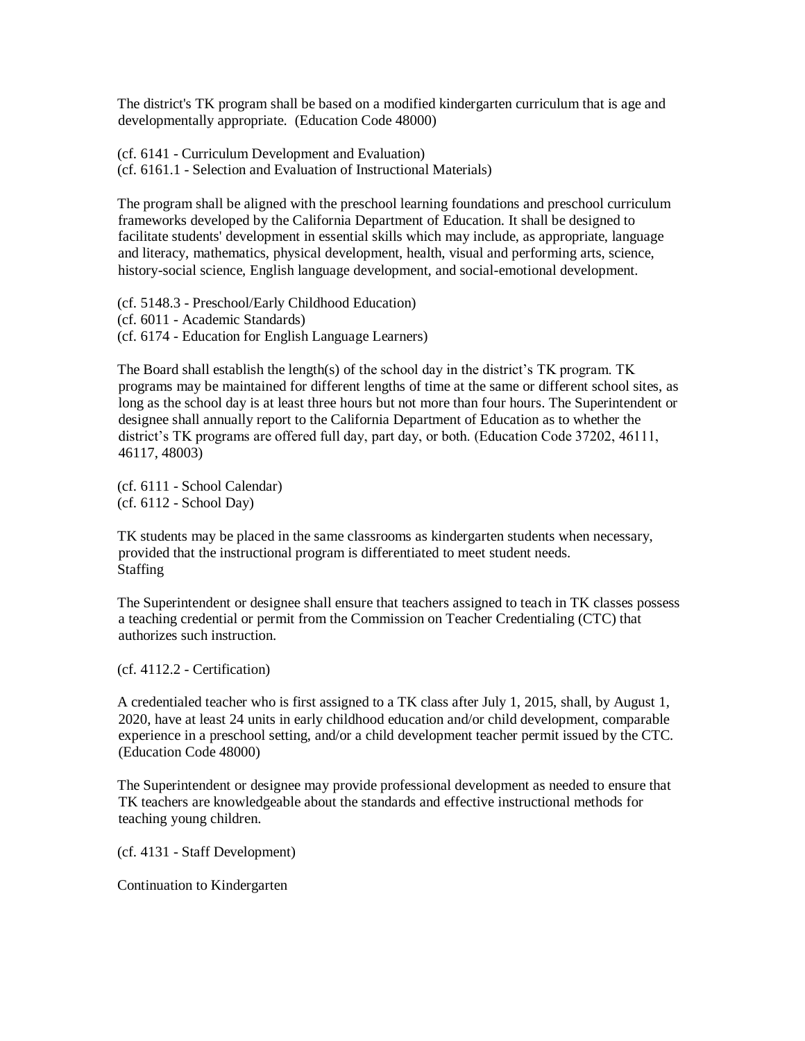The district's TK program shall be based on a modified kindergarten curriculum that is age and developmentally appropriate. (Education Code 48000)

(cf. 6141 - Curriculum Development and Evaluation)
(cf. 6161.1 - Selection and Evaluation of Instructional Materials)

The program shall be aligned with the preschool learning foundations and preschool curriculum frameworks developed by the California Department of Education. It shall be designed to facilitate students' development in essential skills which may include, as appropriate, language and literacy, mathematics, physical development, health, visual and performing arts, science, history-social science, English language development, and social-emotional development.

(cf. 5148.3 - Preschool/Early Childhood Education)
(cf. 6011 - Academic Standards)
(cf. 6174 - Education for English Language Learners)

The Board shall establish the length(s) of the school day in the district's TK program. TK programs may be maintained for different lengths of time at the same or different school sites, as long as the school day is at least three hours but not more than four hours. The Superintendent or designee shall annually report to the California Department of Education as to whether the district's TK programs are offered full day, part day, or both. (Education Code 37202, 46111, 46117, 48003)

(cf. 6111 - School Calendar)
(cf. 6112 - School Day)

TK students may be placed in the same classrooms as kindergarten students when necessary, provided that the instructional program is differentiated to meet student needs.

Staffing

The Superintendent or designee shall ensure that teachers assigned to teach in TK classes possess a teaching credential or permit from the Commission on Teacher Credentialing (CTC) that authorizes such instruction.

(cf. 4112.2 - Certification)

A credentialed teacher who is first assigned to a TK class after July 1, 2015, shall, by August 1, 2020, have at least 24 units in early childhood education and/or child development, comparable experience in a preschool setting, and/or a child development teacher permit issued by the CTC. (Education Code 48000)

The Superintendent or designee may provide professional development as needed to ensure that TK teachers are knowledgeable about the standards and effective instructional methods for teaching young children.

(cf. 4131 - Staff Development)

Continuation to Kindergarten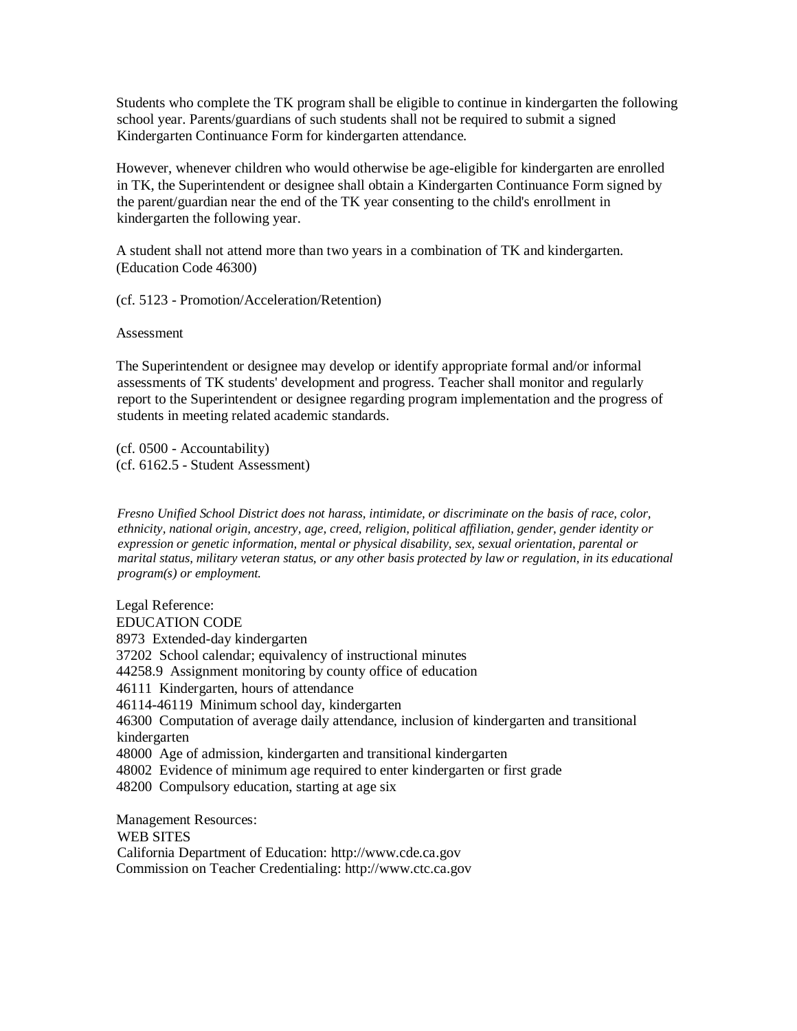Students who complete the TK program shall be eligible to continue in kindergarten the following school year. Parents/guardians of such students shall not be required to submit a signed Kindergarten Continuance Form for kindergarten attendance.

However, whenever children who would otherwise be age-eligible for kindergarten are enrolled in TK, the Superintendent or designee shall obtain a Kindergarten Continuance Form signed by the parent/guardian near the end of the TK year consenting to the child's enrollment in kindergarten the following year.

A student shall not attend more than two years in a combination of TK and kindergarten. (Education Code 46300)

(cf. 5123 - Promotion/Acceleration/Retention)

Assessment

The Superintendent or designee may develop or identify appropriate formal and/or informal assessments of TK students' development and progress. Teacher shall monitor and regularly report to the Superintendent or designee regarding program implementation and the progress of students in meeting related academic standards.

(cf. 0500 - Accountability)
(cf. 6162.5 - Student Assessment)

*Fresno Unified School District does not harass, intimidate, or discriminate on the basis of race, color, ethnicity, national origin, ancestry, age, creed, religion, political affiliation, gender, gender identity or expression or genetic information, mental or physical disability, sex, sexual orientation, parental or marital status, military veteran status, or any other basis protected by law or regulation, in its educational program(s) or employment.*

Legal Reference:
EDUCATION CODE
8973 Extended-day kindergarten
37202 School calendar; equivalency of instructional minutes
44258.9 Assignment monitoring by county office of education
46111 Kindergarten, hours of attendance
46114-46119 Minimum school day, kindergarten
46300 Computation of average daily attendance, inclusion of kindergarten and transitional kindergarten
48000 Age of admission, kindergarten and transitional kindergarten
48002 Evidence of minimum age required to enter kindergarten or first grade
48200 Compulsory education, starting at age six

Management Resources:
WEB SITES
California Department of Education: http://www.cde.ca.gov
Commission on Teacher Credentialing: http://www.ctc.ca.gov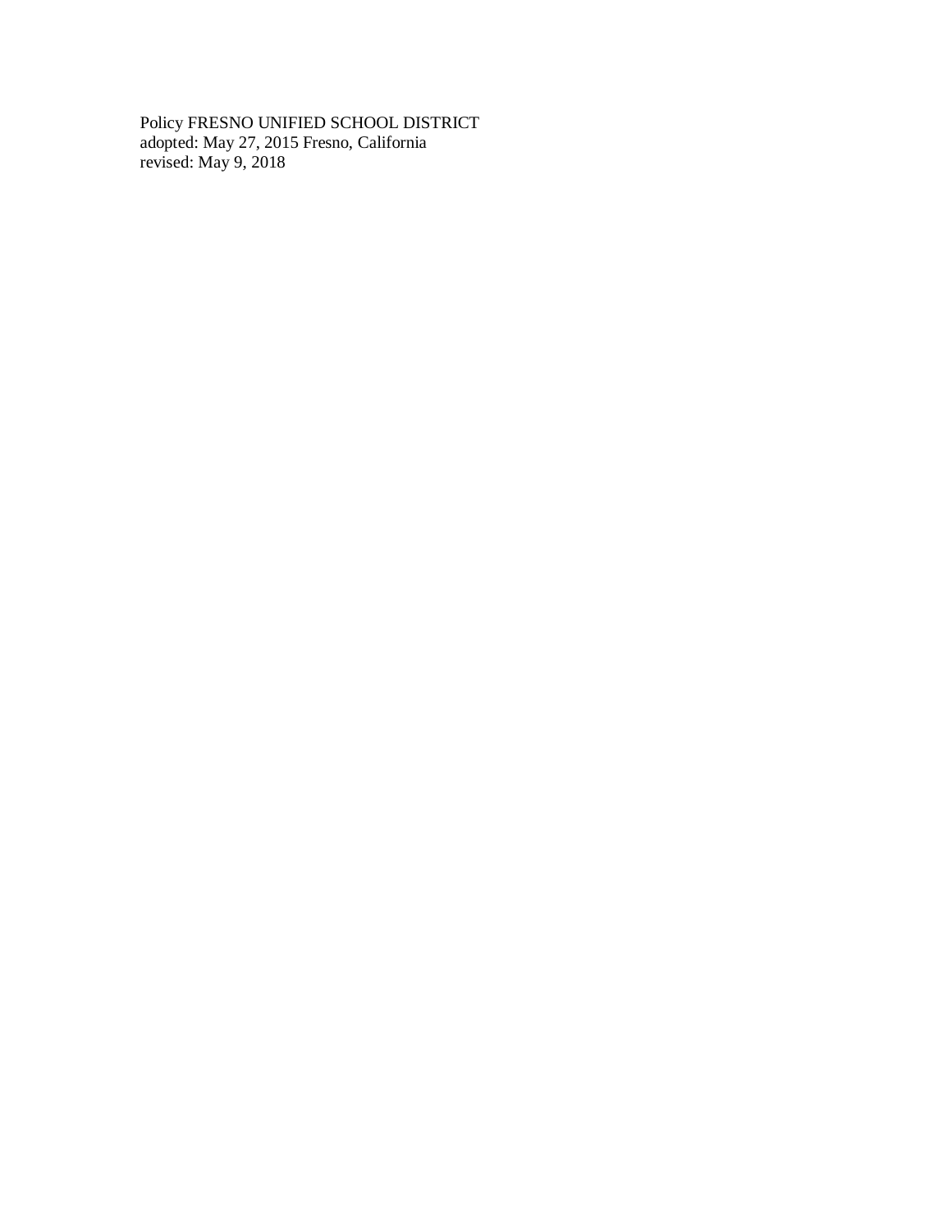Policy FRESNO UNIFIED SCHOOL DISTRICT
adopted: May 27, 2015 Fresno, California
revised: May 9, 2018